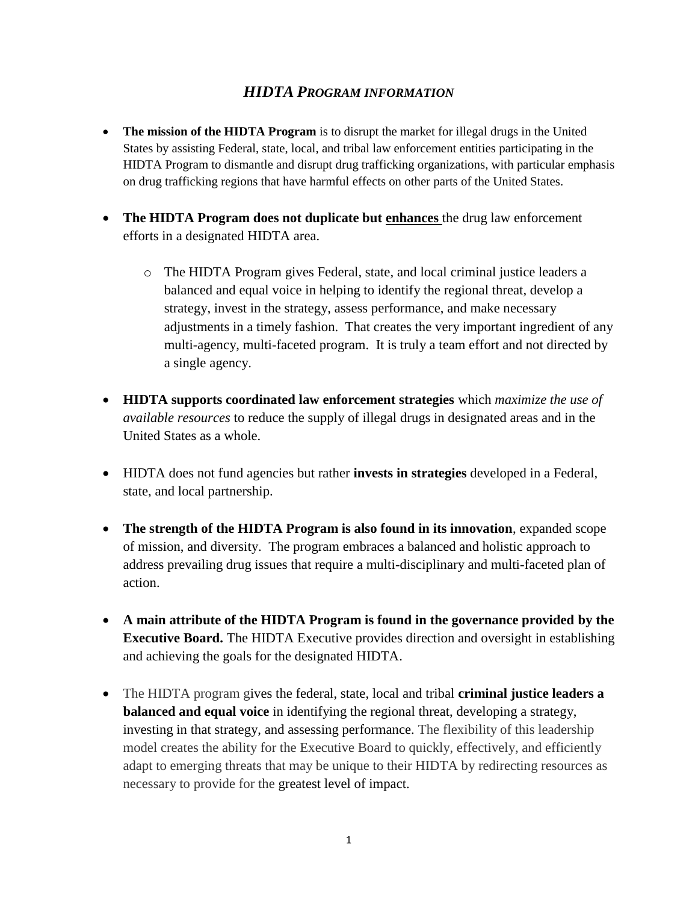# *HIDTA PROGRAM INFORMATION*

- **The mission of the HIDTA Program** is to disrupt the market for illegal drugs in the United States by assisting Federal, state, local, and tribal law enforcement entities participating in the HIDTA Program to dismantle and disrupt drug trafficking organizations, with particular emphasis on drug trafficking regions that have harmful effects on other parts of the United States.

- **The HIDTA Program does not duplicate but <u>enhances</u>** the drug law enforcement efforts in a designated HIDTA area.

  - The HIDTA Program gives Federal, state, and local criminal justice leaders a balanced and equal voice in helping to identify the regional threat, develop a strategy, invest in the strategy, assess performance, and make necessary adjustments in a timely fashion. That creates the very important ingredient of any multi-agency, multi-faceted program. It is truly a team effort and not directed by a single agency.

- **HIDTA supports coordinated law enforcement strategies** which *maximize the use of available resources* to reduce the supply of illegal drugs in designated areas and in the United States as a whole.

- HIDTA does not fund agencies but rather **invests in strategies** developed in a Federal, state, and local partnership.

- **The strength of the HIDTA Program is also found in its innovation**, expanded scope of mission, and diversity. The program embraces a balanced and holistic approach to address prevailing drug issues that require a multi-disciplinary and multi-faceted plan of action.

- **A main attribute of the HIDTA Program is found in the governance provided by the Executive Board.** The HIDTA Executive provides direction and oversight in establishing and achieving the goals for the designated HIDTA.

- The HIDTA program gives the federal, state, local and tribal **criminal justice leaders a balanced and equal voice** in identifying the regional threat, developing a strategy, investing in that strategy, and assessing performance. The flexibility of this leadership model creates the ability for the Executive Board to quickly, effectively, and efficiently adapt to emerging threats that may be unique to their HIDTA by redirecting resources as necessary to provide for the greatest level of impact.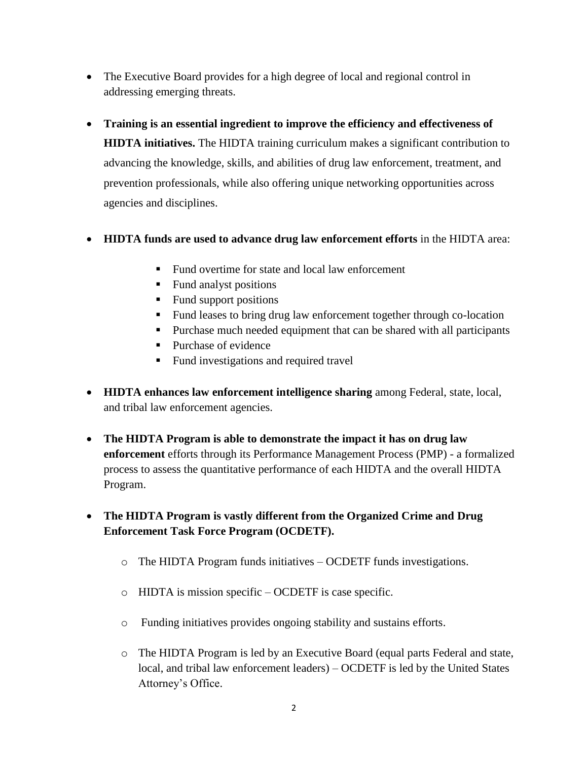- The Executive Board provides for a high degree of local and regional control in addressing emerging threats.

- **Training is an essential ingredient to improve the efficiency and effectiveness of HIDTA initiatives.** The HIDTA training curriculum makes a significant contribution to advancing the knowledge, skills, and abilities of drug law enforcement, treatment, and prevention professionals, while also offering unique networking opportunities across agencies and disciplines.

- **HIDTA funds are used to advance drug law enforcement efforts** in the HIDTA area:

  - Fund overtime for state and local law enforcement
  - Fund analyst positions
  - Fund support positions
  - Fund leases to bring drug law enforcement together through co-location
  - Purchase much needed equipment that can be shared with all participants
  - Purchase of evidence
  - Fund investigations and required travel

- **HIDTA enhances law enforcement intelligence sharing** among Federal, state, local, and tribal law enforcement agencies.

- **The HIDTA Program is able to demonstrate the impact it has on drug law enforcement** efforts through its Performance Management Process (PMP) - a formalized process to assess the quantitative performance of each HIDTA and the overall HIDTA Program.

- **The HIDTA Program is vastly different from the Organized Crime and Drug Enforcement Task Force Program (OCDETF).**

  - The HIDTA Program funds initiatives – OCDETF funds investigations.

  - HIDTA is mission specific – OCDETF is case specific.

  - Funding initiatives provides ongoing stability and sustains efforts.

  - The HIDTA Program is led by an Executive Board (equal parts Federal and state, local, and tribal law enforcement leaders) – OCDETF is led by the United States Attorney's Office.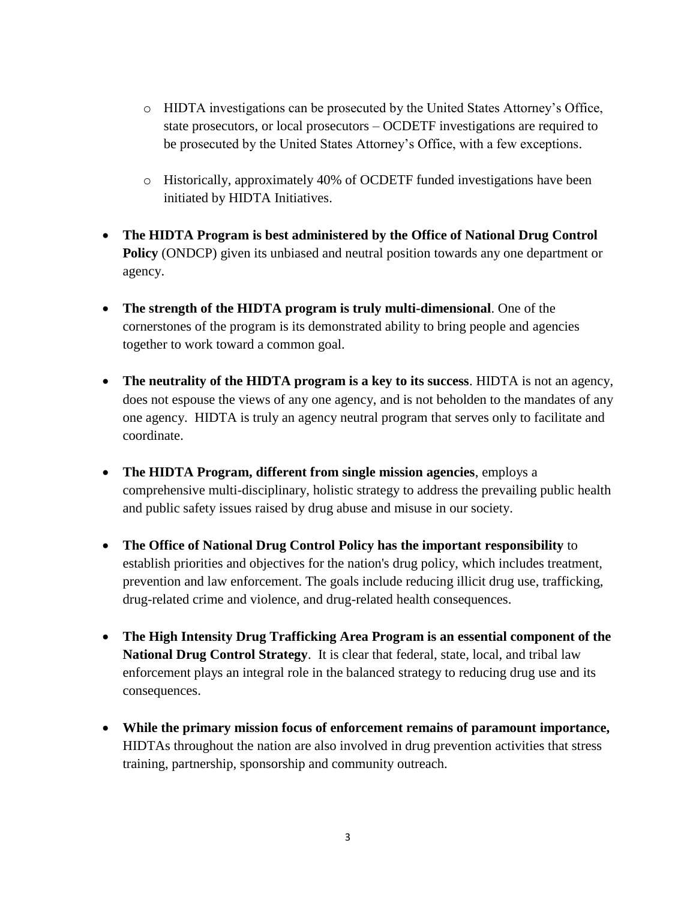- HIDTA investigations can be prosecuted by the United States Attorney's Office, state prosecutors, or local prosecutors – OCDETF investigations are required to be prosecuted by the United States Attorney's Office, with a few exceptions.

  - Historically, approximately 40% of OCDETF funded investigations have been initiated by HIDTA Initiatives.

- **The HIDTA Program is best administered by the Office of National Drug Control Policy** (ONDCP) given its unbiased and neutral position towards any one department or agency.

- **The strength of the HIDTA program is truly multi-dimensional**. One of the cornerstones of the program is its demonstrated ability to bring people and agencies together to work toward a common goal.

- **The neutrality of the HIDTA program is a key to its success**. HIDTA is not an agency, does not espouse the views of any one agency, and is not beholden to the mandates of any one agency. HIDTA is truly an agency neutral program that serves only to facilitate and coordinate.

- **The HIDTA Program, different from single mission agencies**, employs a comprehensive multi-disciplinary, holistic strategy to address the prevailing public health and public safety issues raised by drug abuse and misuse in our society.

- **The Office of National Drug Control Policy has the important responsibility** to establish priorities and objectives for the nation's drug policy, which includes treatment, prevention and law enforcement. The goals include reducing illicit drug use, trafficking, drug-related crime and violence, and drug-related health consequences.

- **The High Intensity Drug Trafficking Area Program is an essential component of the National Drug Control Strategy**. It is clear that federal, state, local, and tribal law enforcement plays an integral role in the balanced strategy to reducing drug use and its consequences.

- **While the primary mission focus of enforcement remains of paramount importance,** HIDTAs throughout the nation are also involved in drug prevention activities that stress training, partnership, sponsorship and community outreach.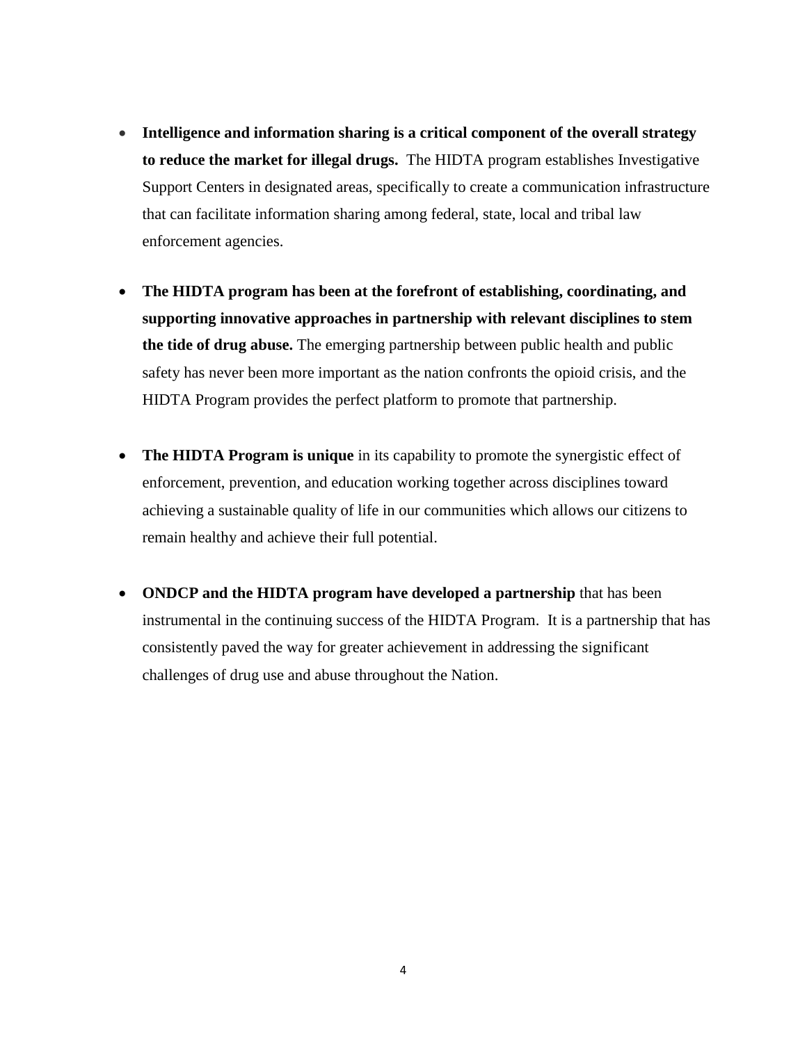- **Intelligence and information sharing is a critical component of the overall strategy to reduce the market for illegal drugs.** The HIDTA program establishes Investigative Support Centers in designated areas, specifically to create a communication infrastructure that can facilitate information sharing among federal, state, local and tribal law enforcement agencies.

- **The HIDTA program has been at the forefront of establishing, coordinating, and supporting innovative approaches in partnership with relevant disciplines to stem the tide of drug abuse.** The emerging partnership between public health and public safety has never been more important as the nation confronts the opioid crisis, and the HIDTA Program provides the perfect platform to promote that partnership.

- **The HIDTA Program is unique** in its capability to promote the synergistic effect of enforcement, prevention, and education working together across disciplines toward achieving a sustainable quality of life in our communities which allows our citizens to remain healthy and achieve their full potential.

- **ONDCP and the HIDTA program have developed a partnership** that has been instrumental in the continuing success of the HIDTA Program. It is a partnership that has consistently paved the way for greater achievement in addressing the significant challenges of drug use and abuse throughout the Nation.